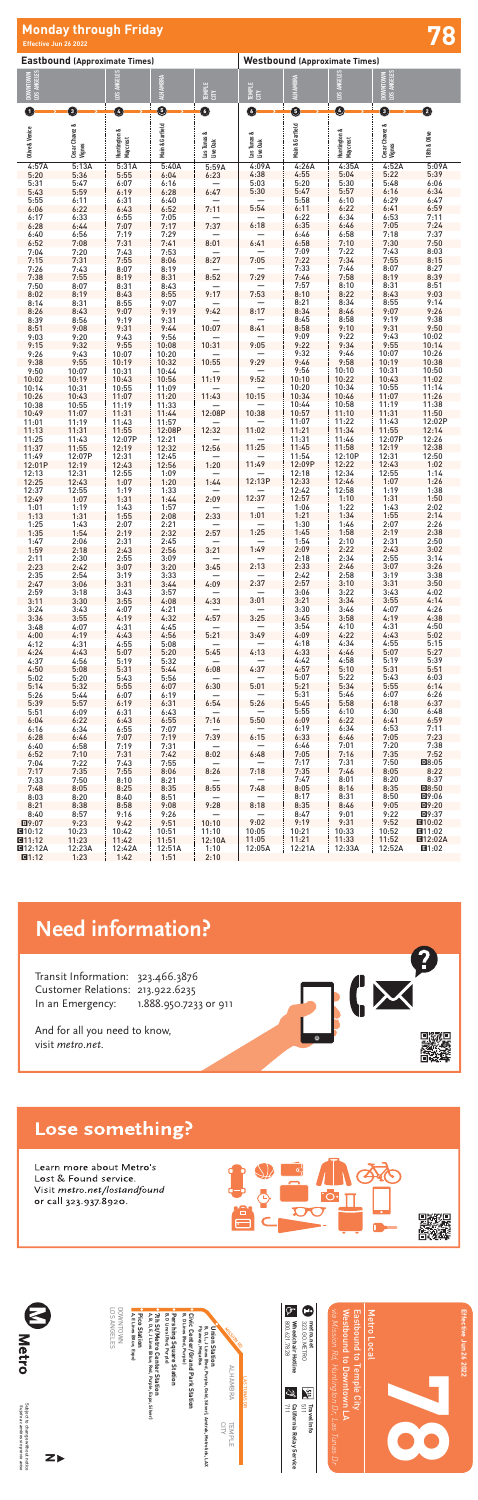# Monday through Friday

Effective Jun 26 2022

# 78

| Eastbound (Approximate Times) | | | | | Westbound (Approximate Times) | | | | |
|---|---|---|---|---|---|---|---|---|---|
| DOWNTOWN LOS ANGELES | | LOS ANGELES | ALHAMBRA | TEMPLE CITY | TEMPLE CITY | ALHAMBRA | LOS ANGELES | DOWNTOWN LOS ANGELES | |
| 1 | 2 | 4 | 5 | 6 | 6 | 5 | 4 | 2 | 3 |
| Olive & Venice | Cesar Chavez & Vignes | Huntington & Mission | Main & Garfield | Las Tunas & Live Oak | Las Tunas & Live Oak | Main & Garfield | Huntington & Mission | Cesar Chavez & Vignes | 12th & Olive |
| 4:57A | 5:13A | 5:31A | 5:40A | 5:59A | 4:09A | 4:26A | 4:35A | 4:52A | 5:09A |
| 5:20 | 5:36 | 5:55 | 6:04 | 6:23 | 4:38 | 4:55 | 5:04 | 5:22 | 5:39 |
| 5:31 | 5:47 | 6:07 | 6:16 | — | 5:03 | 5:20 | 5:30 | 5:48 | 6:06 |
| 5:43 | 5:59 | 6:19 | 6:28 | 6:47 | 5:30 | 5:47 | 5:57 | 6:16 | 6:34 |
| 5:55 | 6:11 | 6:31 | 6:40 | — | — | 5:58 | 6:10 | 6:29 | 6:47 |
| 6:06 | 6:22 | 6:43 | 6:52 | 7:11 | 5:54 | 6:11 | 6:22 | 6:41 | 6:59 |
| 6:17 | 6:33 | 6:55 | 7:05 | — | — | 6:22 | 6:34 | 6:53 | 7:11 |
| 6:28 | 6:44 | 7:07 | 7:17 | 7:37 | 6:18 | 6:35 | 6:46 | 7:05 | 7:24 |
| 6:40 | 6:56 | 7:19 | 7:29 | — | — | 6:46 | 6:58 | 7:18 | 7:37 |
| 6:52 | 7:08 | 7:31 | 7:41 | 8:01 | 6:41 | 6:58 | 7:10 | 7:30 | 7:50 |
| 7:04 | 7:20 | 7:43 | 7:53 | — | — | 7:09 | 7:22 | 7:43 | 8:03 |
| 7:15 | 7:31 | 7:55 | 8:06 | 8:27 | 7:05 | 7:22 | 7:34 | 7:55 | 8:15 |
| 7:26 | 7:43 | 8:07 | 8:19 | — | — | 7:33 | 7:46 | 8:07 | 8:27 |
| 7:38 | 7:55 | 8:19 | 8:31 | 8:52 | 7:29 | 7:46 | 7:58 | 8:19 | 8:39 |
| 7:50 | 8:07 | 8:31 | 8:43 | — | — | 7:57 | 8:10 | 8:31 | 8:51 |
| 8:02 | 8:19 | 8:43 | 8:55 | 9:17 | 7:53 | 8:10 | 8:22 | 8:43 | 9:03 |
| 8:14 | 8:31 | 8:55 | 9:07 | — | — | 8:21 | 8:34 | 8:55 | 9:14 |
| 8:26 | 8:43 | 9:07 | 9:19 | 9:42 | 8:17 | 8:34 | 8:46 | 9:07 | 9:26 |
| 8:39 | 8:56 | 9:19 | 9:31 | — | — | 8:45 | 8:58 | 9:19 | 9:38 |
| 8:51 | 9:08 | 9:31 | 9:44 | 10:07 | 8:41 | 8:58 | 9:10 | 9:31 | 9:50 |
| 9:03 | 9:20 | 9:43 | 9:56 | — | — | 9:09 | 9:22 | 9:43 | 10:02 |
| 9:15 | 9:32 | 9:55 | 10:08 | 10:31 | 9:05 | 9:22 | 9:34 | 9:55 | 10:14 |
| 9:26 | 9:43 | 10:07 | 10:20 | — | — | 9:32 | 9:46 | 10:07 | 10:26 |
| 9:38 | 9:55 | 10:19 | 10:32 | 10:55 | 9:29 | 9:46 | 9:58 | 10:19 | 10:38 |
| 9:50 | 10:07 | 10:31 | 10:44 | — | — | 9:56 | 10:10 | 10:31 | 10:50 |
| 10:02 | 10:19 | 10:43 | 10:56 | 11:19 | 9:52 | 10:10 | 10:22 | 10:43 | 11:02 |
| 10:14 | 10:31 | 10:55 | 11:09 | — | — | 10:20 | 10:34 | 10:55 | 11:14 |
| 10:26 | 10:43 | 11:07 | 11:20 | 11:43 | 10:15 | 10:34 | 10:46 | 11:07 | 11:26 |
| 10:38 | 10:55 | 11:19 | 11:33 | — | — | 10:44 | 10:58 | 11:19 | 11:38 |
| 10:49 | 11:07 | 11:31 | 11:44 | 12:08P | 10:38 | 10:57 | 11:10 | 11:31 | 11:50 |
| 11:01 | 11:19 | 11:43 | 11:57 | — | — | 11:07 | 11:22 | 11:43 | 12:02P |
| 11:13 | 11:31 | 11:55 | 12:08P | 12:32 | 11:02 | 11:21 | 11:34 | 11:55 | 12:14 |
| 11:25 | 11:43 | 12:07P | 12:21 | — | — | 11:31 | 11:46 | 12:07P | 12:26 |
| 11:37 | 11:55 | 12:19 | 12:32 | 12:56 | 11:25 | 11:45 | 11:58 | 12:19 | 12:38 |
| 11:49 | 12:07P | 12:31 | 12:45 | — | — | 11:54 | 12:10P | 12:31 | 12:50 |
| 12:01P | 12:19 | 12:43 | 12:56 | 1:20 | 11:49 | 12:09P | 12:22 | 12:43 | 1:02 |
| 12:13 | 12:31 | 12:55 | 1:09 | — | — | 12:18 | 12:34 | 12:55 | 1:14 |
| 12:25 | 12:43 | 1:07 | 1:20 | 1:44 | 12:13P | 12:33 | 12:46 | 1:07 | 1:26 |
| 12:37 | 12:55 | 1:19 | 1:33 | — | — | 12:42 | 12:58 | 1:19 | 1:38 |
| 12:49 | 1:07 | 1:31 | 1:44 | 2:09 | 12:37 | 12:57 | 1:10 | 1:31 | 1:50 |
| 1:01 | 1:19 | 1:43 | 1:57 | — | — | 1:06 | 1:22 | 1:43 | 2:02 |
| 1:13 | 1:31 | 1:55 | 2:08 | 2:33 | 1:01 | 1:21 | 1:34 | 1:55 | 2:14 |
| 1:25 | 1:43 | 2:07 | 2:21 | — | — | 1:30 | 1:46 | 2:07 | 2:26 |
| 1:35 | 1:54 | 2:19 | 2:32 | 2:57 | 1:25 | 1:45 | 1:58 | 2:19 | 2:38 |
| 1:47 | 2:06 | 2:31 | 2:45 | — | — | 1:54 | 2:10 | 2:31 | 2:50 |
| 1:59 | 2:18 | 2:43 | 2:56 | 3:21 | 1:49 | 2:09 | 2:22 | 2:43 | 3:02 |
| 2:11 | 2:30 | 2:55 | 3:09 | — | — | 2:18 | 2:34 | 2:55 | 3:14 |
| 2:23 | 2:42 | 3:07 | 3:20 | 3:45 | 2:13 | 2:33 | 2:46 | 3:07 | 3:26 |
| 2:35 | 2:54 | 3:19 | 3:33 | — | — | 2:42 | 2:58 | 3:19 | 3:38 |
| 2:47 | 3:06 | 3:31 | 3:44 | 4:09 | 2:37 | 2:57 | 3:10 | 3:31 | 3:50 |
| 2:59 | 3:18 | 3:43 | 3:57 | — | — | 3:06 | 3:22 | 3:43 | 4:02 |
| 3:11 | 3:30 | 3:55 | 4:08 | 4:33 | 3:01 | 3:21 | 3:34 | 3:55 | 4:14 |
| 3:24 | 3:43 | 4:07 | 4:21 | — | — | 3:30 | 3:46 | 4:07 | 4:26 |
| 3:36 | 3:55 | 4:19 | 4:32 | 4:57 | 3:25 | 3:45 | 3:58 | 4:19 | 4:38 |
| 3:48 | 4:07 | 4:31 | 4:45 | — | — | 3:54 | 4:10 | 4:31 | 4:50 |
| 4:00 | 4:19 | 4:43 | 4:56 | 5:21 | 3:49 | 4:09 | 4:22 | 4:43 | 5:02 |
| 4:12 | 4:31 | 4:55 | 5:08 | — | — | 4:18 | 4:34 | 4:55 | 5:15 |
| 4:24 | 4:43 | 5:07 | 5:20 | 5:45 | 4:13 | 4:33 | 4:46 | 5:07 | 5:27 |
| 4:37 | 4:56 | 5:19 | 5:32 | — | — | 4:42 | 4:58 | 5:19 | 5:39 |
| 4:50 | 5:08 | 5:31 | 5:44 | 6:08 | 4:37 | 4:57 | 5:10 | 5:31 | 5:51 |
| 5:02 | 5:20 | 5:43 | 5:56 | — | — | 5:07 | 5:22 | 5:43 | 6:03 |
| 5:14 | 5:32 | 5:55 | 6:07 | 6:30 | 5:01 | 5:21 | 5:34 | 5:55 | 6:14 |
| 5:26 | 5:44 | 6:07 | 6:19 | — | — | 5:31 | 5:46 | 6:07 | 6:26 |
| 5:39 | 5:57 | 6:19 | 6:31 | 6:54 | 5:26 | 5:45 | 5:58 | 6:18 | 6:37 |
| 5:51 | 6:09 | 6:31 | 6:43 | — | — | 5:55 | 6:10 | 6:30 | 6:48 |
| 6:04 | 6:22 | 6:43 | 6:55 | 7:16 | 5:50 | 6:09 | 6:22 | 6:41 | 6:59 |
| 6:16 | 6:34 | 6:55 | 7:07 | — | — | 6:19 | 6:34 | 6:53 | 7:11 |
| 6:28 | 6:46 | 7:07 | 7:19 | 7:39 | 6:15 | 6:33 | 6:46 | 7:05 | 7:23 |
| 6:40 | 6:58 | 7:19 | 7:31 | — | — | 6:44 | 7:01 | 7:20 | 7:38 |
| 6:52 | 7:10 | 7:31 | 7:42 | 8:02 | 6:48 | 7:05 | 7:16 | 7:35 | 7:52 |
| 7:04 | 7:22 | 7:43 | 7:55 | — | — | 7:17 | 7:31 | 7:50 | B8:05 |
| 7:17 | 7:35 | 7:55 | 8:06 | 8:26 | 7:18 | 7:35 | 7:46 | 8:05 | 8:22 |
| 7:33 | 7:50 | 8:10 | 8:21 | — | — | 7:47 | 8:01 | 8:20 | 8:37 |
| 7:48 | 8:05 | 8:25 | 8:35 | 8:55 | 7:48 | 8:05 | 8:16 | 8:35 | B8:50 |
| 8:03 | 8:20 | 8:40 | 8:51 | — | — | 8:17 | 8:31 | 8:50 | B9:06 |
| 8:21 | 8:38 | 8:58 | 9:08 | 9:28 | 8:18 | 8:35 | 8:46 | 9:05 | B9:20 |
| 8:40 | 8:57 | 9:16 | 9:26 | — | — | 8:47 | 9:01 | 9:22 | B9:37 |
| B9:07 | 9:23 | 9:42 | 9:51 | 10:10 | 9:02 | 9:19 | 9:31 | 9:52 | B10:02 |
| B10:12 | 10:23 | 10:42 | 10:51 | 11:10 | 10:05 | 10:21 | 10:33 | 10:52 | B11:02 |
| B11:12 | 11:23 | 11:42 | 11:51 | 12:10A | 11:05 | 11:21 | 11:33 | 11:52 | B12:02A |
| B12:12A | 12:23A | 12:42A | 12:51A | 1:10 | 12:05A | 12:21A | 12:33A | 12:52A | B1:02 |
| C1:12 | 1:23 | 1:42 | 1:51 | 2:10 | | | | | |

# Need information?

Transit Information: 323.466.3876
Customer Relations: 213.922.6235
In an Emergency: 1.888.950.7233 or 911

And for all you need to know, visit *metro.net*.

# Lose something?

Learn more about Metro's Lost & Found service. Visit *metro.net/lostandfound* or call 323.937.8920.

Effective Jun 26 2022

# 78

Metro Local

Eastbound to Temple City
Westbound to Downtown LA
via Mission Rd, Huntington Dr, Las Tunas Dr

metro.net
323.GO.METRO
Wheelchair Hotline 800.621.7828
Travel Info 511
California Relay Service 711

Union Station
Civic Center/Grand Park Station
Pershing Square Station
7th St/Metro Center Station
Pico Station

DOWNTOWN LOS ANGELES
ALHAMBRA
TEMPLE CITY

Metro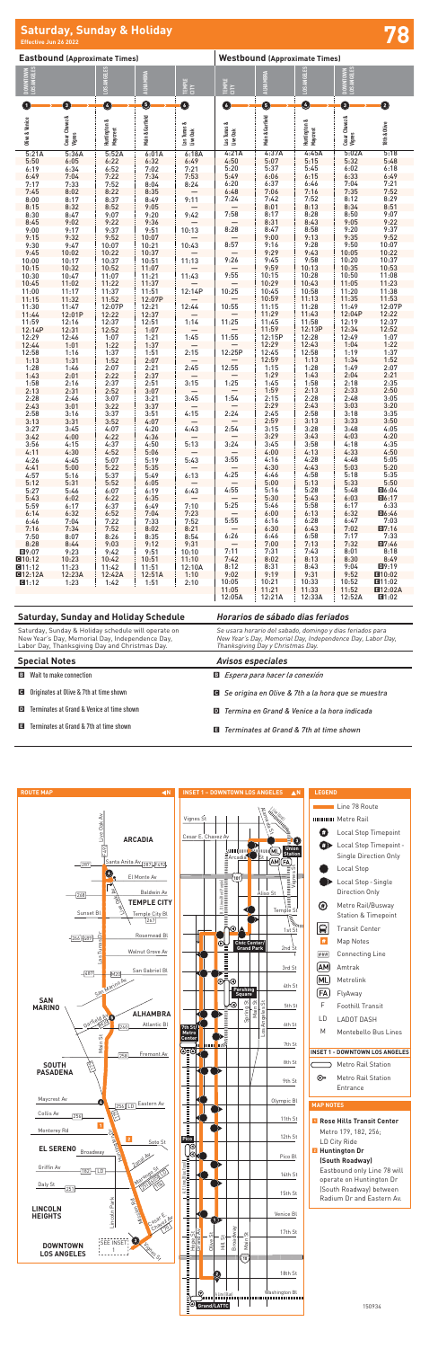# Saturday, Sunday & Holiday

**Effective Jun 26 2022**

# 78

## Eastbound (Approximate Times)

| DOWNTOWN LOS ANGELES | | LOS ANGELES | ALHAMBRA | TEMPLE CITY |
|---|---|---|---|---|
| 1 | 2 | 4 | 5 | 6 |
| Olive & Venice | Cesar Chavez & Vignes | Huntington & Maycrest | Main & Garfield | Las Tunas & Live Oak |
| 5:21A | 5:36A | 5:52A | 6:01A | 6:18A |
| 5:50 | 6:05 | 6:22 | 6:32 | 6:49 |
| 6:19 | 6:34 | 6:52 | 7:02 | 7:21 |
| 6:49 | 7:04 | 7:22 | 7:34 | 7:53 |
| 7:17 | 7:33 | 7:52 | 8:04 | 8:24 |
| 7:45 | 8:02 | 8:22 | 8:35 | — |
| 8:00 | 8:17 | 8:37 | 8:49 | 9:11 |
| 8:15 | 8:32 | 8:52 | 9:05 | — |
| 8:30 | 8:47 | 9:07 | 9:20 | 9:42 |
| 8:45 | 9:02 | 9:22 | 9:36 | — |
| 9:00 | 9:17 | 9:37 | 9:51 | 10:13 |
| 9:15 | 9:32 | 9:52 | 10:07 | — |
| 9:30 | 9:47 | 10:07 | 10:21 | 10:43 |
| 9:45 | 10:02 | 10:22 | 10:37 | — |
| 10:00 | 10:17 | 10:37 | 10:51 | 11:13 |
| 10:15 | 10:32 | 10:52 | 11:07 | — |
| 10:30 | 10:47 | 11:07 | 11:21 | 11:43 |
| 10:45 | 11:02 | 11:22 | 11:37 | — |
| 11:00 | 11:17 | 11:37 | 11:51 | 12:14P |
| 11:15 | 11:32 | 11:52 | 12:07P | — |
| 11:30 | 11:47 | 12:07P | 12:21 | 12:44 |
| 11:44 | 12:01P | 12:22 | 12:37 | — |
| 11:59 | 12:16 | 12:37 | 12:51 | 1:14 |
| 12:14P | 12:31 | 12:52 | 1:07 | — |
| 12:29 | 12:46 | 1:07 | 1:21 | 1:45 |
| 12:44 | 1:01 | 1:22 | 1:37 | — |
| 12:58 | 1:16 | 1:37 | 1:51 | 2:15 |
| 1:13 | 1:31 | 1:52 | 2:07 | — |
| 1:28 | 1:46 | 2:07 | 2:21 | 2:45 |
| 1:43 | 2:01 | 2:22 | 2:37 | — |
| 1:58 | 2:16 | 2:37 | 2:51 | 3:15 |
| 2:13 | 2:31 | 2:52 | 3:07 | — |
| 2:28 | 2:46 | 3:07 | 3:21 | 3:45 |
| 2:43 | 3:01 | 3:22 | 3:37 | — |
| 2:58 | 3:16 | 3:37 | 3:51 | 4:15 |
| 3:13 | 3:31 | 3:52 | 4:07 | — |
| 3:27 | 3:45 | 4:07 | 4:20 | 4:43 |
| 3:42 | 4:00 | 4:22 | 4:36 | — |
| 3:56 | 4:15 | 4:37 | 4:50 | 5:13 |
| 4:11 | 4:30 | 4:52 | 5:06 | — |
| 4:26 | 4:45 | 5:07 | 5:19 | 5:43 |
| 4:41 | 5:00 | 5:22 | 5:35 | — |
| 4:57 | 5:16 | 5:37 | 5:49 | 6:13 |
| 5:12 | 5:31 | 5:52 | 6:05 | — |
| 5:27 | 5:46 | 6:07 | 6:19 | 6:43 |
| 5:43 | 6:02 | 6:22 | 6:35 | — |
| 5:59 | 6:17 | 6:37 | 6:49 | 7:10 |
| 6:14 | 6:32 | 6:52 | 7:04 | 7:23 |
| 6:46 | 7:04 | 7:22 | 7:33 | 7:52 |
| 7:16 | 7:34 | 7:52 | 8:02 | 8:21 |
| 7:50 | 8:07 | 8:26 | 8:35 | 8:54 |
| 8:28 | 8:46 | 9:03 | 9:12 | 9:31 |
| B 9:07 | 9:23 | 9:42 | 9:51 | 10:10 |
| C 10:12 | 10:23 | 10:42 | 10:51 | 11:10 |
| C 11:12 | 11:23 | 11:42 | 11:51 | 12:10A |
| C 12:12A | 12:23A | 12:42A | 12:51A | 1:10 |
| C 1:12 | 1:23 | 1:42 | 1:51 | 2:10 |

## Westbound (Approximate Times)

| TEMPLE CITY | ALHAMBRA | LOS ANGELES | DOWNTOWN LOS ANGELES | |
|---|---|---|---|---|
| 6 | 5 | 4 | 2 | 1 |
| Las Tunas & Live Oak | Main & Garfield | Huntington & Maycrest | Cesar Chavez & Vignes | 8th & Olive |
| 4:21A | 4:37A | 4:45A | 5:02A | 5:18 |
| 4:50 | 5:07 | 5:15 | 5:32 | 5:48 |
| 5:20 | 5:37 | 5:45 | 6:02 | 6:18 |
| 5:49 | 6:06 | 6:15 | 6:33 | 6:49 |
| 6:20 | 6:37 | 6:46 | 7:04 | 7:21 |
| 6:48 | 7:06 | 7:16 | 7:35 | 7:52 |
| 7:24 | 7:42 | 7:52 | 8:12 | 8:29 |
| — | 8:01 | 8:13 | 8:34 | 8:51 |
| 7:58 | 8:17 | 8:28 | 8:50 | 9:07 |
| — | 8:31 | 8:43 | 9:05 | 9:22 |
| 8:28 | 8:47 | 8:58 | 9:20 | 9:37 |
| — | 9:00 | 9:13 | 9:35 | 9:52 |
| 8:57 | 9:16 | 9:28 | 9:50 | 10:07 |
| — | 9:29 | 9:43 | 10:05 | 10:22 |
| 9:26 | 9:45 | 9:58 | 10:20 | 10:37 |
| — | 9:59 | 10:13 | 10:35 | 10:53 |
| 9:55 | 10:15 | 10:28 | 10:50 | 11:08 |
| — | 10:29 | 10:43 | 11:05 | 11:23 |
| 10:25 | 10:45 | 10:58 | 11:20 | 11:38 |
| — | 10:59 | 11:13 | 11:35 | 11:53 |
| 10:55 | 11:15 | 11:28 | 11:49 | 12:07P |
| — | 11:29 | 11:43 | 12:04P | 12:22 |
| 11:25 | 11:45 | 11:58 | 12:19 | 12:37 |
| — | 11:59 | 12:13P | 12:34 | 12:52 |
| 11:55 | 12:15P | 12:28 | 12:49 | 1:07 |
| — | 12:29 | 12:43 | 1:04 | 1:22 |
| 12:25P | 12:45 | 12:58 | 1:19 | 1:37 |
| — | 12:59 | 1:13 | 1:34 | 1:52 |
| 12:55 | 1:15 | 1:28 | 1:49 | 2:07 |
| — | 1:29 | 1:43 | 2:04 | 2:21 |
| 1:25 | 1:45 | 1:58 | 2:18 | 2:35 |
| — | 1:59 | 2:13 | 2:33 | 2:50 |
| 1:54 | 2:15 | 2:28 | 2:48 | 3:05 |
| — | 2:29 | 2:43 | 3:03 | 3:20 |
| 2:24 | 2:45 | 2:58 | 3:18 | 3:35 |
| — | 2:59 | 3:13 | 3:33 | 3:50 |
| 2:54 | 3:15 | 3:28 | 3:48 | 4:05 |
| — | 3:29 | 3:43 | 4:03 | 4:20 |
| 3:24 | 3:45 | 3:58 | 4:18 | 4:35 |
| — | 4:00 | 4:13 | 4:33 | 4:50 |
| 3:55 | 4:16 | 4:28 | 4:48 | 5:05 |
| — | 4:30 | 4:43 | 5:03 | 5:20 |
| 4:25 | 4:46 | 4:58 | 5:18 | 5:35 |
| — | 5:00 | 5:13 | 5:33 | 5:50 |
| 4:55 | 5:16 | 5:28 | 5:48 | D 6:04 |
| — | 5:30 | 5:43 | 6:03 | D 6:17 |
| 5:25 | 5:46 | 5:58 | 6:17 | 6:33 |
| — | 6:00 | 6:13 | 6:32 | D 6:46 |
| 5:55 | 6:16 | 6:28 | 6:47 | 7:03 |
| — | 6:30 | 6:43 | 7:02 | D 7:16 |
| 6:26 | 6:46 | 6:58 | 7:17 | 7:33 |
| — | 7:00 | 7:13 | 7:32 | D 7:46 |
| 7:11 | 7:31 | 7:43 | 8:01 | 8:18 |
| 7:42 | 8:02 | 8:13 | 8:30 | 8:49 |
| 8:12 | 8:31 | 8:43 | 9:04 | D 9:19 |
| 9:02 | 9:19 | 9:31 | 9:52 | E 10:02 |
| 10:05 | 10:21 | 10:33 | 10:52 | E 11:02 |
| 11:05 | 11:21 | 11:33 | 11:52 | E 12:02A |
| 12:05A | 12:21A | 12:33A | 12:52A | E 1:02 |

## Saturday, Sunday and Holiday Schedule

Saturday, Sunday & Holiday schedule will operate on New Year's Day, Memorial Day, Independence Day, Labor Day, Thanksgiving Day and Christmas Day.

## Horarios de sábado días feriados

Se usara horario del sabado, domingo y días feriados para New Year's Day, Memorial Day, Independence Day, Labor Day, Thanksgiving Day y Christmas Day.

## Special Notes

- **B** Wait to make connection
- **C** Originates at Olive & 7th at time shown
- **D** Terminates at Grand & Venice at time shown
- **E** Terminates at Grand & 7th at time shown

## Avisos especiales

- **B** *Espera para hacer la conexión*
- **C** *Se origina en Olive & 7th a la hora que se muestra*
- **D** *Termina en Grand & Venice a la hora indicada*
- **E** *Terminates at Grand & 7th at time shown*

ROUTE MAP

INSET 1 – DOWNTOWN LOS ANGELES

LEGEND

- Line 78 Route
- Metro Rail
- Local Stop Timepoint
- Local Stop Timepoint - Single Direction Only
- Local Stop
- Local Stop - Single Direction Only
- Metro Rail/Busway Station & Timepoint
- Transit Center
- Map Notes
- Connecting Line
- AM Amtrak
- ML Metrolink
- FA FlyAway
- F Foothill Transit
- LD LADOT DASH
- M Montebello Bus Lines

INSET 1 - DOWNTOWN LOS ANGELES

- Metro Rail Station
- Metro Rail Station Entrance

MAP NOTES

1. **Rose Hills Transit Center** Metro 179, 182, 256; LD City Ride
2. **Huntington Dr (South Roadway)** Eastbound only Line 78 will operate on Huntington Dr (South Roadway) between Radium Dr and Eastern Av.

150934